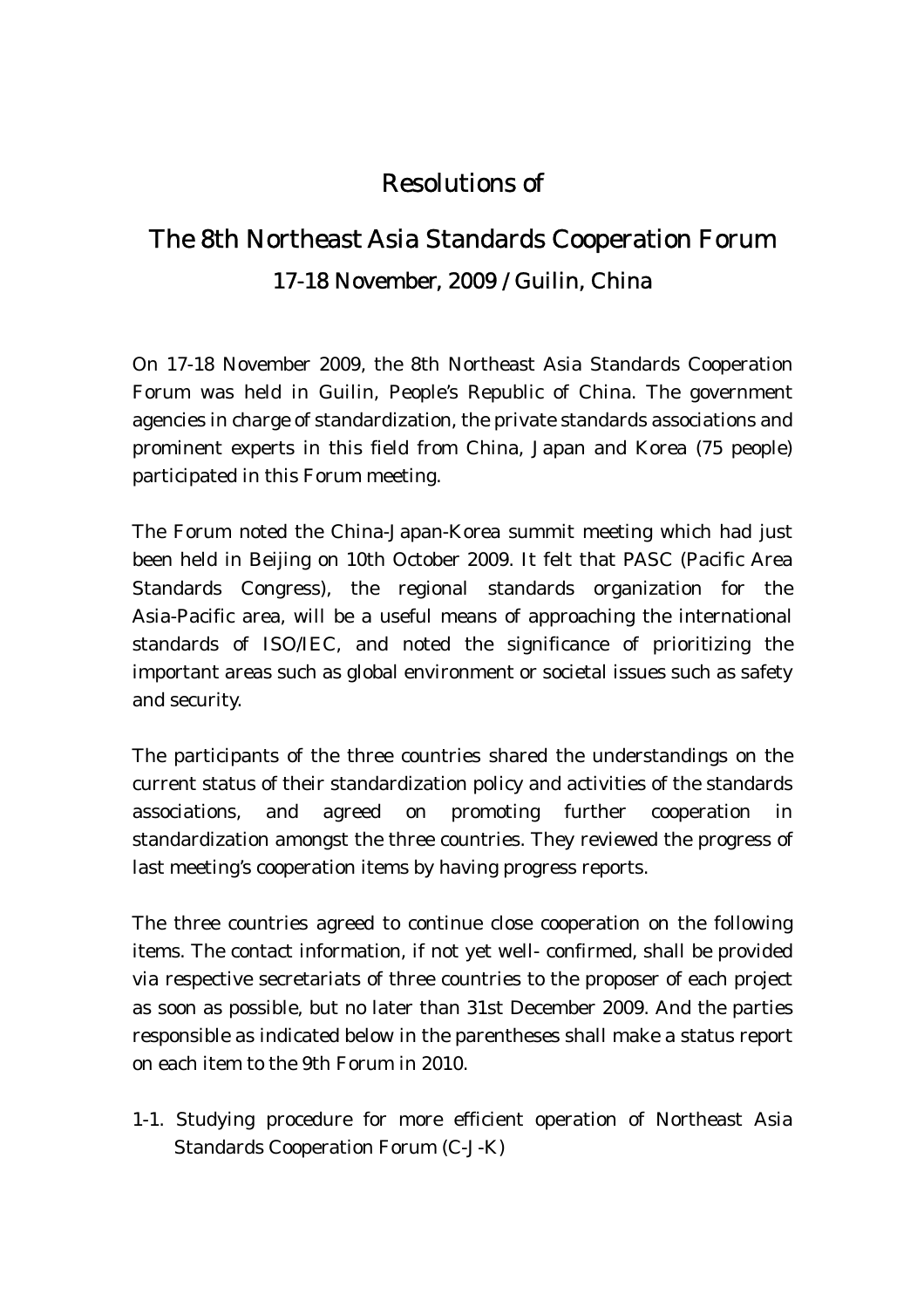# Resolutions of

# The 8th Northeast Asia Standards Cooperation Forum

## 17-18 November, 2009 / Guilin, China

On 17-18 November 2009, the 8th Northeast Asia Standards Cooperation Forum was held in Guilin, People's Republic of China. The government agencies in charge of standardization, the private standards associations and prominent experts in this field from China, Japan and Korea (75 people) participated in this Forum meeting.

The Forum noted the China-Japan-Korea summit meeting which had just been held in Beijing on 10th October 2009. It felt that PASC (Pacific Area Standards Congress), the regional standards organization for the Asia-Pacific area, will be a useful means of approaching the international standards of ISO/IEC, and noted the significance of prioritizing the important areas such as global environment or societal issues such as safety and security.

The participants of the three countries shared the understandings on the current status of their standardization policy and activities of the standards associations, and agreed on promoting further cooperation in standardization amongst the three countries. They reviewed the progress of last meeting's cooperation items by having progress reports.

The three countries agreed to continue close cooperation on the following items. The contact information, if not yet well- confirmed, shall be provided via respective secretariats of three countries to the proposer of each project as soon as possible, but no later than 31st December 2009. And the parties responsible as indicated below in the parentheses shall make a status report on each item to the 9th Forum in 2010.

1-1. Studying procedure for more efficient operation of Northeast Asia Standards Cooperation Forum (C-J-K)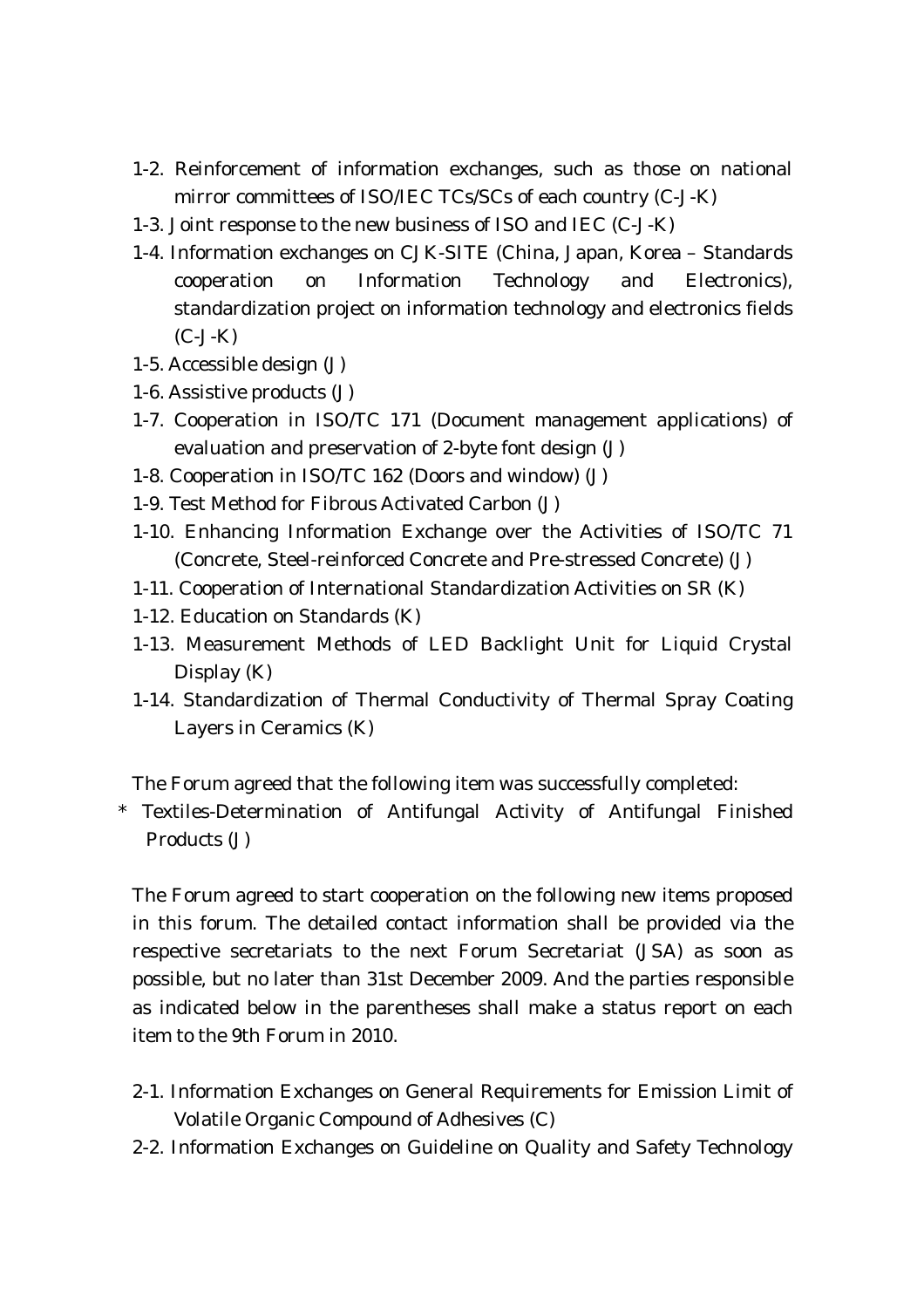1-2. Reinforcement of information exchanges, such as those on national mirror committees of ISO/IEC TCs/SCs of each country (C-J-K)

1-3. Joint response to the new business of ISO and IEC (C-J-K)

1-4. Information exchanges on CJK-SITE (China, Japan, Korea – Standards cooperation on Information Technology and Electronics), standardization project on information technology and electronics fields (C-J-K)

1-5. Accessible design (J)

1-6. Assistive products (J)

1-7. Cooperation in ISO/TC 171 (Document management applications) of evaluation and preservation of 2-byte font design (J)

1-8. Cooperation in ISO/TC 162 (Doors and window) (J)

1-9. Test Method for Fibrous Activated Carbon (J)

1-10. Enhancing Information Exchange over the Activities of ISO/TC 71 (Concrete, Steel-reinforced Concrete and Pre-stressed Concrete) (J)

1-11. Cooperation of International Standardization Activities on SR (K)

1-12. Education on Standards (K)

1-13. Measurement Methods of LED Backlight Unit for Liquid Crystal Display (K)

1-14. Standardization of Thermal Conductivity of Thermal Spray Coating Layers in Ceramics (K)

The Forum agreed that the following item was successfully completed:

\* Textiles-Determination of Antifungal Activity of Antifungal Finished Products (J)

The Forum agreed to start cooperation on the following new items proposed in this forum. The detailed contact information shall be provided via the respective secretariats to the next Forum Secretariat (JSA) as soon as possible, but no later than 31st December 2009. And the parties responsible as indicated below in the parentheses shall make a status report on each item to the 9th Forum in 2010.

2-1. Information Exchanges on General Requirements for Emission Limit of Volatile Organic Compound of Adhesives (C)

2-2. Information Exchanges on Guideline on Quality and Safety Technology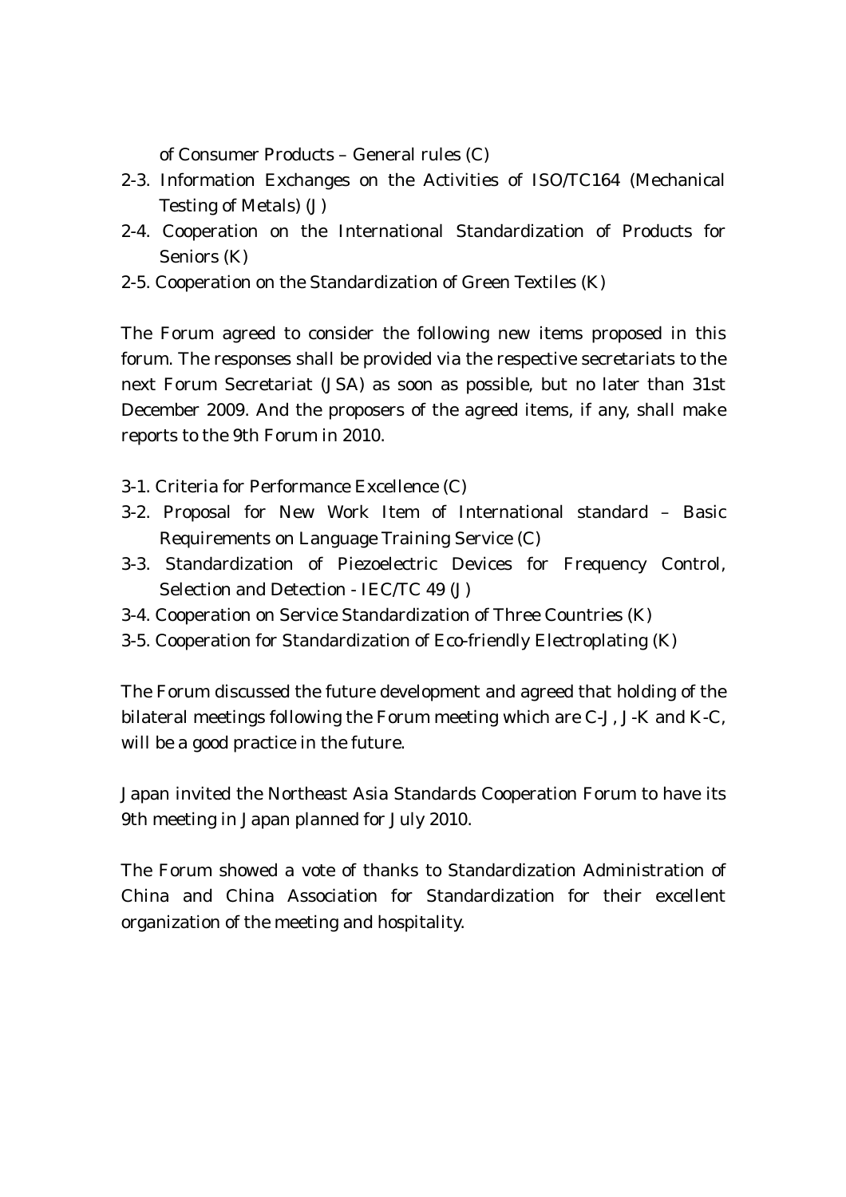of Consumer Products – General rules (C)

2-3. Information Exchanges on the Activities of ISO/TC164 (Mechanical Testing of Metals) (J)

2-4. Cooperation on the International Standardization of Products for Seniors (K)

2-5. Cooperation on the Standardization of Green Textiles (K)

The Forum agreed to consider the following new items proposed in this forum. The responses shall be provided via the respective secretariats to the next Forum Secretariat (JSA) as soon as possible, but no later than 31st December 2009. And the proposers of the agreed items, if any, shall make reports to the 9th Forum in 2010.

3-1. Criteria for Performance Excellence (C)

3-2. Proposal for New Work Item of International standard – Basic Requirements on Language Training Service (C)

3-3. Standardization of Piezoelectric Devices for Frequency Control, Selection and Detection - IEC/TC 49 (J)

3-4. Cooperation on Service Standardization of Three Countries (K)

3-5. Cooperation for Standardization of Eco-friendly Electroplating (K)

The Forum discussed the future development and agreed that holding of the bilateral meetings following the Forum meeting which are C-J, J-K and K-C, will be a good practice in the future.

Japan invited the Northeast Asia Standards Cooperation Forum to have its 9th meeting in Japan planned for July 2010.

The Forum showed a vote of thanks to Standardization Administration of China and China Association for Standardization for their excellent organization of the meeting and hospitality.